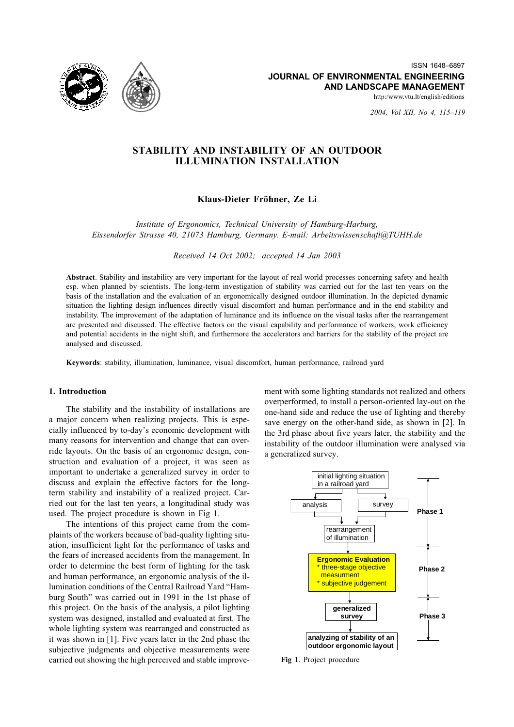# STABILITY AND INSTABILITY OF AN OUTDOOR ILLUMINATION INSTALLATION

**Klaus-Dieter Fröhner, Ze Li**

*Institute of Ergonomics, Technical University of Hamburg-Harburg, Eissendorfer Strasse 40, 21073 Hamburg, Germany. E-mail: Arbeitswissenschaft@TUHH.de*

*Received 14 Oct 2002; accepted 14 Jan 2003*

**Abstract**. Stability and instability are very important for the layout of real world processes concerning safety and health esp. when planned by scientists. The long-term investigation of stability was carried out for the last ten years on the basis of the installation and the evaluation of an ergonomically designed outdoor illumination. In the depicted dynamic situation the lighting design influences directly visual discomfort and human performance and in the end stability and instability. The improvement of the adaptation of luminance and its influence on the visual tasks after the rearrangement are presented and discussed. The effective factors on the visual capability and performance of workers, work efficiency and potential accidents in the night shift, and furthermore the accelerators and barriers for the stability of the project are analysed and discussed.

**Keywords**: stability, illumination, luminance, visual discomfort, human performance, railroad yard

## 1. Introduction

The stability and the instability of installations are a major concern when realizing projects. This is especially influenced by to-day's economic development with many reasons for intervention and change that can override layouts. On the basis of an ergonomic design, construction and evaluation of a project, it was seen as important to undertake a generalized survey in order to discuss and explain the effective factors for the long-term stability and instability of a realized project. Carried out for the last ten years, a longitudinal study was used. The project procedure is shown in Fig 1.

The intentions of this project came from the complaints of the workers because of bad-quality lighting situation, insufficient light for the performance of tasks and the fears of increased accidents from the management. In order to determine the best form of lighting for the task and human performance, an ergonomic analysis of the illumination conditions of the Central Railroad Yard "Hamburg South" was carried out in 1991 in the 1st phase of this project. On the basis of the analysis, a pilot lighting system was designed, installed and evaluated at first. The whole lighting system was rearranged and constructed as it was shown in [1]. Five years later in the 2nd phase the subjective judgments and objective measurements were carried out showing the high perceived and stable improvement with some lighting standards not realized and others overperformed, to install a person-oriented lay-out on the one-hand side and reduce the use of lighting and thereby save energy on the other-hand side, as shown in [2]. In the 3rd phase about five years later, the stability and the instability of the outdoor illumination were analysed via a generalized survey.

initial lighting situation in a railroad yard → analysis / survey → rearrangement of illumination (Phase 1) → **Ergonomic Evaluation** * three-stage objective measurment * subjective judgement (Phase 2) → **generalized survey** (Phase 3) → **analyzing of stability of an outdoor ergonomic layout**

**Fig 1**. Project procedure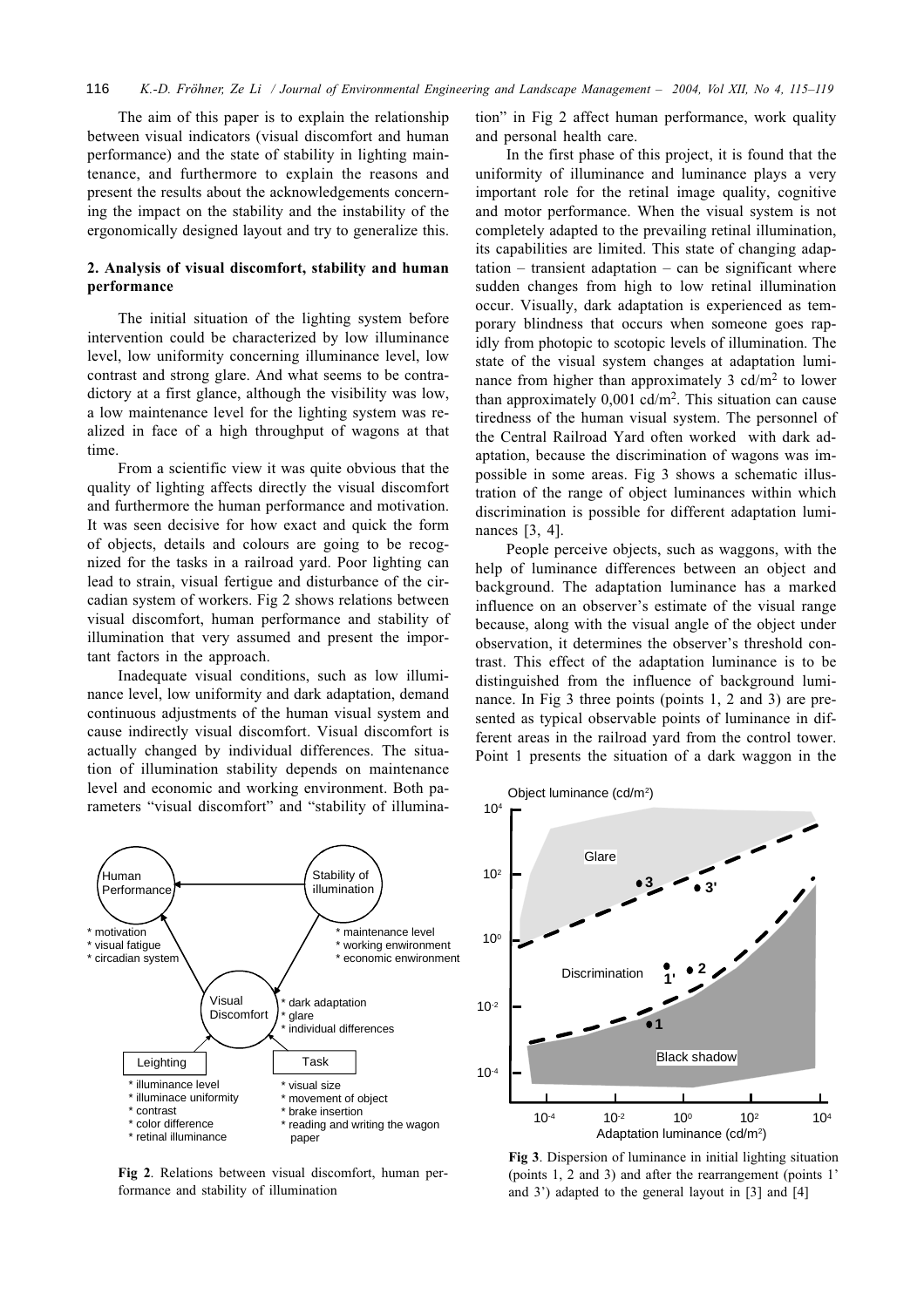The aim of this paper is to explain the relationship between visual indicators (visual discomfort and human performance) and the state of stability in lighting maintenance, and furthermore to explain the reasons and present the results about the acknowledgements concerning the impact on the stability and the instability of the ergonomically designed layout and try to generalize this.

## 2. Analysis of visual discomfort, stability and human performance

The initial situation of the lighting system before intervention could be characterized by low illuminance level, low uniformity concerning illuminance level, low contrast and strong glare. And what seems to be contradictory at a first glance, although the visibility was low, a low maintenance level for the lighting system was realized in face of a high throughput of wagons at that time.

From a scientific view it was quite obvious that the quality of lighting affects directly the visual discomfort and furthermore the human performance and motivation. It was seen decisive for how exact and quick the form of objects, details and colours are going to be recognized for the tasks in a railroad yard. Poor lighting can lead to strain, visual fertigue and disturbance of the circadian system of workers. Fig 2 shows relations between visual discomfort, human performance and stability of illumination that very assumed and present the important factors in the approach.

Inadequate visual conditions, such as low illuminance level, low uniformity and dark adaptation, demand continuous adjustments of the human visual system and cause indirectly visual discomfort. Visual discomfort is actually changed by individual differences. The situation of illumination stability depends on maintenance level and economic and working environment. Both parameters "visual discomfort" and "stability of illumination" in Fig 2 affect human performance, work quality and personal health care.

**Fig 2**. Relations between visual discomfort, human performance and stability of illumination

In the first phase of this project, it is found that the uniformity of illuminance and luminance plays a very important role for the retinal image quality, cognitive and motor performance. When the visual system is not completely adapted to the prevailing retinal illumination, its capabilities are limited. This state of changing adaptation – transient adaptation – can be significant where sudden changes from high to low retinal illumination occur. Visually, dark adaptation is experienced as temporary blindness that occurs when someone goes rapidly from photopic to scotopic levels of illumination. The state of the visual system changes at adaptation luminance from higher than approximately 3 cd/m$^2$ to lower than approximately 0,001 cd/m$^2$. This situation can cause tiredness of the human visual system. The personnel of the Central Railroad Yard often worked with dark adaptation, because the discrimination of wagons was impossible in some areas. Fig 3 shows a schematic illustration of the range of object luminances within which discrimination is possible for different adaptation luminances [3, 4].

People perceive objects, such as waggons, with the help of luminance differences between an object and background. The adaptation luminance has a marked influence on an observer's estimate of the visual range because, along with the visual angle of the object under observation, it determines the observer's threshold contrast. This effect of the adaptation luminance is to be distinguished from the influence of background luminance. In Fig 3 three points (points 1, 2 and 3) are presented as typical observable points of luminance in different areas in the railroad yard from the control tower. Point 1 presents the situation of a dark waggon in the

**Fig 3**. Dispersion of luminance in initial lighting situation (points 1, 2 and 3) and after the rearrangement (points 1' and 3') adapted to the general layout in [3] and [4]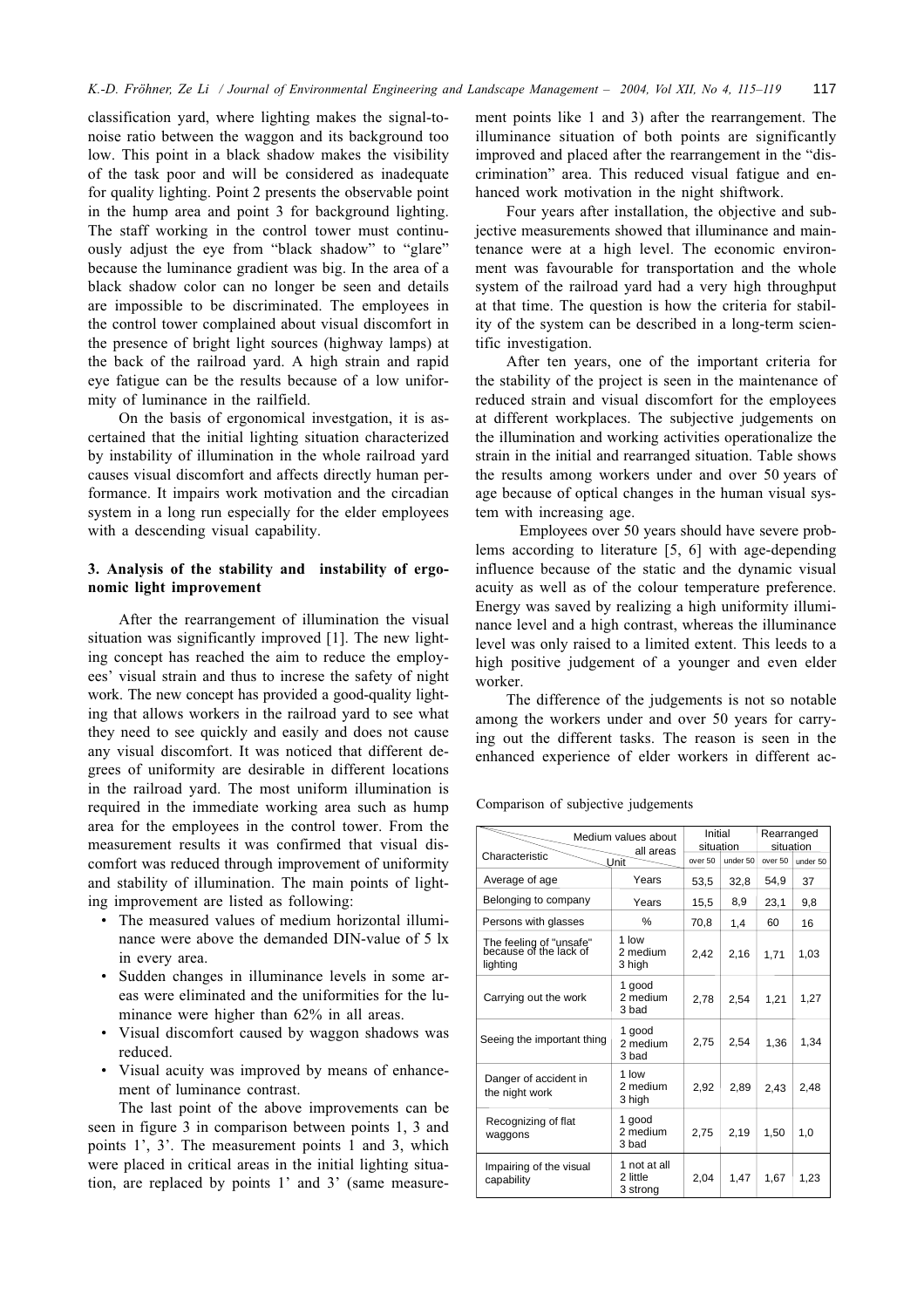classification yard, where lighting makes the signal-to-noise ratio between the waggon and its background too low. This point in a black shadow makes the visibility of the task poor and will be considered as inadequate for quality lighting. Point 2 presents the observable point in the hump area and point 3 for background lighting. The staff working in the control tower must continuously adjust the eye from "black shadow" to "glare" because the luminance gradient was big. In the area of a black shadow color can no longer be seen and details are impossible to be discriminated. The employees in the control tower complained about visual discomfort in the presence of bright light sources (highway lamps) at the back of the railroad yard. A high strain and rapid eye fatigue can be the results because of a low uniformity of luminance in the railfield.

On the basis of ergonomical investgation, it is ascertained that the initial lighting situation characterized by instability of illumination in the whole railroad yard causes visual discomfort and affects directly human performance. It impairs work motivation and the circadian system in a long run especially for the elder employees with a descending visual capability.

## 3. Analysis of the stability and instability of ergonomic light improvement

After the rearrangement of illumination the visual situation was significantly improved [1]. The new lighting concept has reached the aim to reduce the employees' visual strain and thus to increse the safety of night work. The new concept has provided a good-quality lighting that allows workers in the railroad yard to see what they need to see quickly and easily and does not cause any visual discomfort. It was noticed that different degrees of uniformity are desirable in different locations in the railroad yard. The most uniform illumination is required in the immediate working area such as hump area for the employees in the control tower. From the measurement results it was confirmed that visual discomfort was reduced through improvement of uniformity and stability of illumination. The main points of lighting improvement are listed as following:

- The measured values of medium horizontal illuminance were above the demanded DIN-value of 5 lx in every area.
- Sudden changes in illuminance levels in some areas were eliminated and the uniformities for the luminance were higher than 62% in all areas.
- Visual discomfort caused by waggon shadows was reduced.
- Visual acuity was improved by means of enhancement of luminance contrast.

The last point of the above improvements can be seen in figure 3 in comparison between points 1, 3 and points 1', 3'. The measurement points 1 and 3, which were placed in critical areas in the initial lighting situation, are replaced by points 1' and 3' (same measurement points like 1 and 3) after the rearrangement. The illuminance situation of both points are significantly improved and placed after the rearrangement in the "discrimination" area. This reduced visual fatigue and enhanced work motivation in the night shiftwork.

Four years after installation, the objective and subjective measurements showed that illuminance and maintenance were at a high level. The economic environment was favourable for transportation and the whole system of the railroad yard had a very high throughput at that time. The question is how the criteria for stability of the system can be described in a long-term scientific investigation.

After ten years, one of the important criteria for the stability of the project is seen in the maintenance of reduced strain and visual discomfort for the employees at different workplaces. The subjective judgements on the illumination and working activities operationalize the strain in the initial and rearranged situation. Table shows the results among workers under and over 50 years of age because of optical changes in the human visual system with increasing age.

Employees over 50 years should have severe problems according to literature [5, 6] with age-depending influence because of the static and the dynamic visual acuity as well as of the colour temperature preference. Energy was saved by realizing a high uniformity illuminance level and a high contrast, whereas the illuminance level was only raised to a limited extent. This leeds to a high positive judgement of a younger and even elder worker.

The difference of the judgements is not so notable among the workers under and over 50 years for carrying out the different tasks. The reason is seen in the enhanced experience of elder workers in different ac-

Comparison of subjective judgements

| Characteristic (Medium values about all areas) | Unit | Initial situation | | Rearranged situation | |
|---|---|---|---|---|---|
| | | over 50 | under 50 | over 50 | under 50 |
| Average of age | Years | 53,5 | 32,8 | 54,9 | 37 |
| Belonging to company | Years | 15,5 | 8,9 | 23,1 | 9,8 |
| Persons with glasses | % | 70,8 | 1,4 | 60 | 16 |
| The feeling of "unsafe" because of the lack of lighting | 1 low 2 medium 3 high | 2,42 | 2,16 | 1,71 | 1,03 |
| Carrying out the work | 1 good 2 medium 3 bad | 2,78 | 2,54 | 1,21 | 1,27 |
| Seeing the important thing | 1 good 2 medium 3 bad | 2,75 | 2,54 | 1,36 | 1,34 |
| Danger of accident in the night work | 1 low 2 medium 3 high | 2,92 | 2,89 | 2,43 | 2,48 |
| Recognizing of flat waggons | 1 good 2 medium 3 bad | 2,75 | 2,19 | 1,50 | 1,0 |
| Impairing of the visual capability | 1 not at all 2 little 3 strong | 2,04 | 1,47 | 1,67 | 1,23 |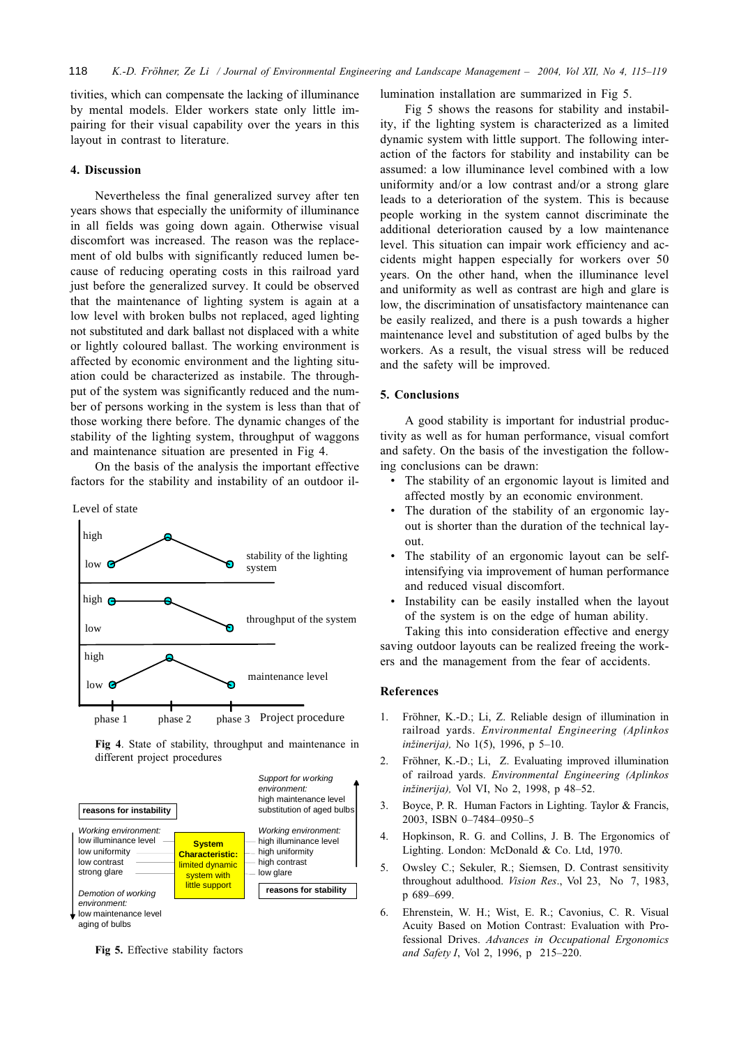tivities, which can compensate the lacking of illuminance by mental models. Elder workers state only little impairing for their visual capability over the years in this layout in contrast to literature.

## 4. Discussion

Nevertheless the final generalized survey after ten years shows that especially the uniformity of illuminance in all fields was going down again. Otherwise visual discomfort was increased. The reason was the replacement of old bulbs with significantly reduced lumen because of reducing operating costs in this railroad yard just before the generalized survey. It could be observed that the maintenance of lighting system is again at a low level with broken bulbs not replaced, aged lighting not substituted and dark ballast not displaced with a white or lightly coloured ballast. The working environment is affected by economic environment and the lighting situation could be characterized as instabile. The throughput of the system was significantly reduced and the number of persons working in the system is less than that of those working there before. The dynamic changes of the stability of the lighting system, throughput of waggons and maintenance situation are presented in Fig 4.

On the basis of the analysis the important effective factors for the stability and instability of an outdoor illumination installation are summarized in Fig 5.

**Fig 4**. State of stability, throughput and maintenance in different project procedures

**Fig 5.** Effective stability factors

Fig 5 shows the reasons for stability and instability, if the lighting system is characterized as a limited dynamic system with little support. The following interaction of the factors for stability and instability can be assumed: a low illuminance level combined with a low uniformity and/or a low contrast and/or a strong glare leads to a deterioration of the system. This is because people working in the system cannot discriminate the additional deterioration caused by a low maintenance level. This situation can impair work efficiency and accidents might happen especially for workers over 50 years. On the other hand, when the illuminance level and uniformity as well as contrast are high and glare is low, the discrimination of unsatisfactory maintenance can be easily realized, and there is a push towards a higher maintenance level and substitution of aged bulbs by the workers. As a result, the visual stress will be reduced and the safety will be improved.

## 5. Conclusions

A good stability is important for industrial productivity as well as for human performance, visual comfort and safety. On the basis of the investigation the following conclusions can be drawn:

- The stability of an ergonomic layout is limited and affected mostly by an economic environment.
- The duration of the stability of an ergonomic layout is shorter than the duration of the technical layout.
- The stability of an ergonomic layout can be self-intensifying via improvement of human performance and reduced visual discomfort.
- Instability can be easily installed when the layout of the system is on the edge of human ability.

Taking this into consideration effective and energy saving outdoor layouts can be realized freeing the workers and the management from the fear of accidents.

## References

1. Fröhner, K.-D.; Li, Z. Reliable design of illumination in railroad yards. *Environmental Engineering (Aplinkos inžinerija),* No 1(5), 1996, p 5–10.
2. Fröhner, K.-D.; Li, Z. Evaluating improved illumination of railroad yards. *Environmental Engineering (Aplinkos inžinerija),* Vol VI, No 2, 1998, p 48–52.
3. Boyce, P. R. Human Factors in Lighting. Taylor & Francis, 2003, ISBN 0–7484–0950–5
4. Hopkinson, R. G. and Collins, J. B. The Ergonomics of Lighting. London: McDonald & Co. Ltd, 1970.
5. Owsley C.; Sekuler, R.; Siemsen, D. Contrast sensitivity throughout adulthood. *Vision Res*., Vol 23, No 7, 1983, p 689–699.
6. Ehrenstein, W. H.; Wist, E. R.; Cavonius, C. R. Visual Acuity Based on Motion Contrast: Evaluation with Professional Drives. *Advances in Occupational Ergonomics and Safety I*, Vol 2, 1996, p 215–220.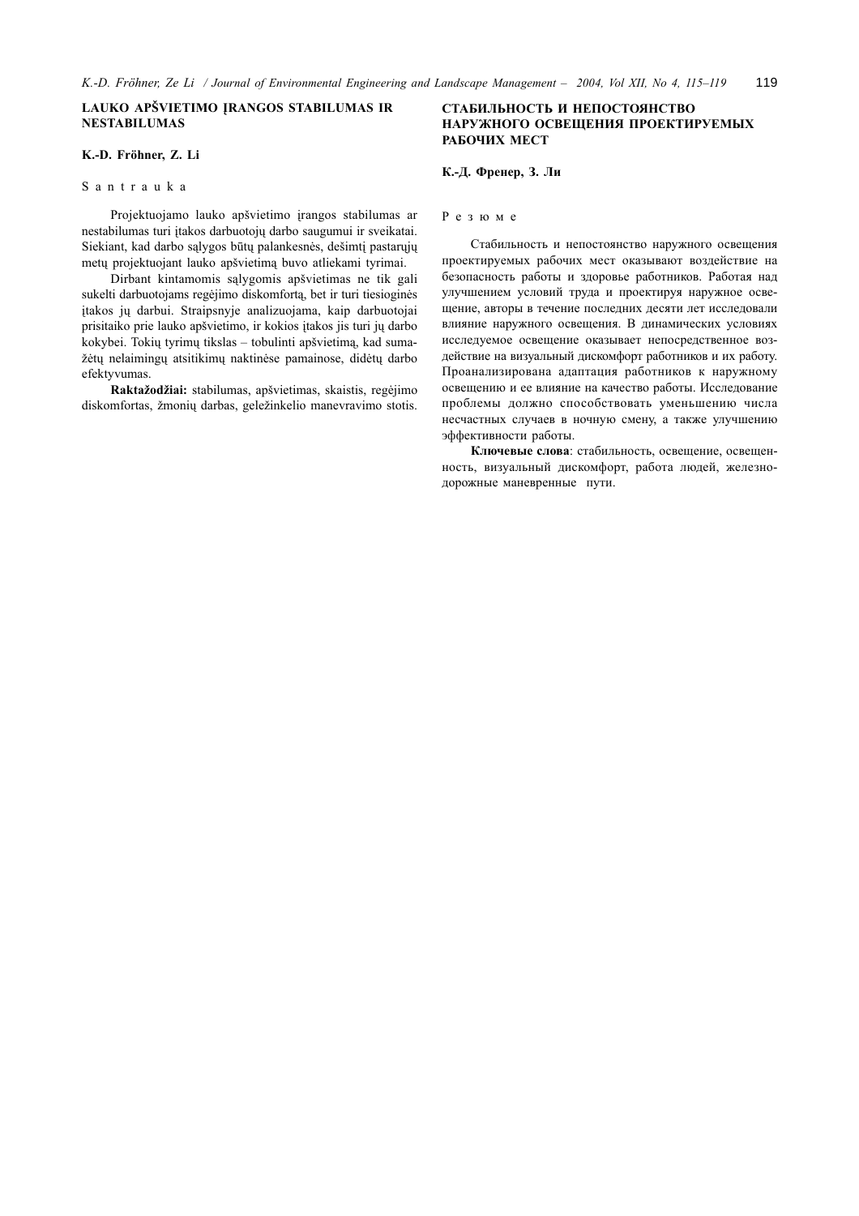## LAUKO APŠVIETIMO ĮRANGOS STABILUMAS IR NESTABILUMAS

**K.-D. Fröhner, Z. Li**

S a n t r a u k a

Projektuojamo lauko apšvietimo įrangos stabilumas ar nestabilumas turi įtakos darbuotojų darbo saugumui ir sveikatai. Siekiant, kad darbo sąlygos būtų palankesnės, dešimtį pastarųjų metų projektuojant lauko apšvietimą buvo atliekami tyrimai.

Dirbant kintamomis sąlygomis apšvietimas ne tik gali sukelti darbuotojams regėjimo diskomfortą, bet ir turi tiesioginės įtakos jų darbui. Straipsnyje analizuojama, kaip darbuotojai prisitaiko prie lauko apšvietimo, ir kokios įtakos jis turi jų darbo kokybei. Tokių tyrimų tikslas – tobulinti apšvietimą, kad sumažėtų nelaimingų atsitikimų naktinėse pamainose, didėtų darbo efektyvumas.

**Raktažodžiai:** stabilumas, apšvietimas, skaistis, regėjimo diskomfortas, žmonių darbas, geležinkelio manevravimo stotis.

## СТАБИЛЬНОСТЬ И НЕПОСТОЯНСТВО НАРУЖНОГО ОСВЕЩЕНИЯ ПРОЕКТИРУЕМЫХ РАБОЧИХ МЕСТ

**К.-Д. Френер, З. Ли**

Р е з ю м е

Стабильность и непостоянство наружного освещения проектируемых рабочих мест оказывают воздействие на безопасность работы и здоровье работников. Работая над улучшением условий труда и проектируя наружное освещение, авторы в течение последних десяти лет исследовали влияние наружного освещения. В динамических условиях исследуемое освещение оказывает непосредственное воздействие на визуальный дискомфорт работников и их работу. Проанализирована адаптация работников к наружному освещению и ее влияние на качество работы. Исследование проблемы должно способствовать уменьшению числа несчастных случаев в ночную смену, а также улучшению эффективности работы.

**Ключевые слова**: стабильность, освещение, освещенность, визуальный дискомфорт, работа людей, железнодорожные маневренные пути.